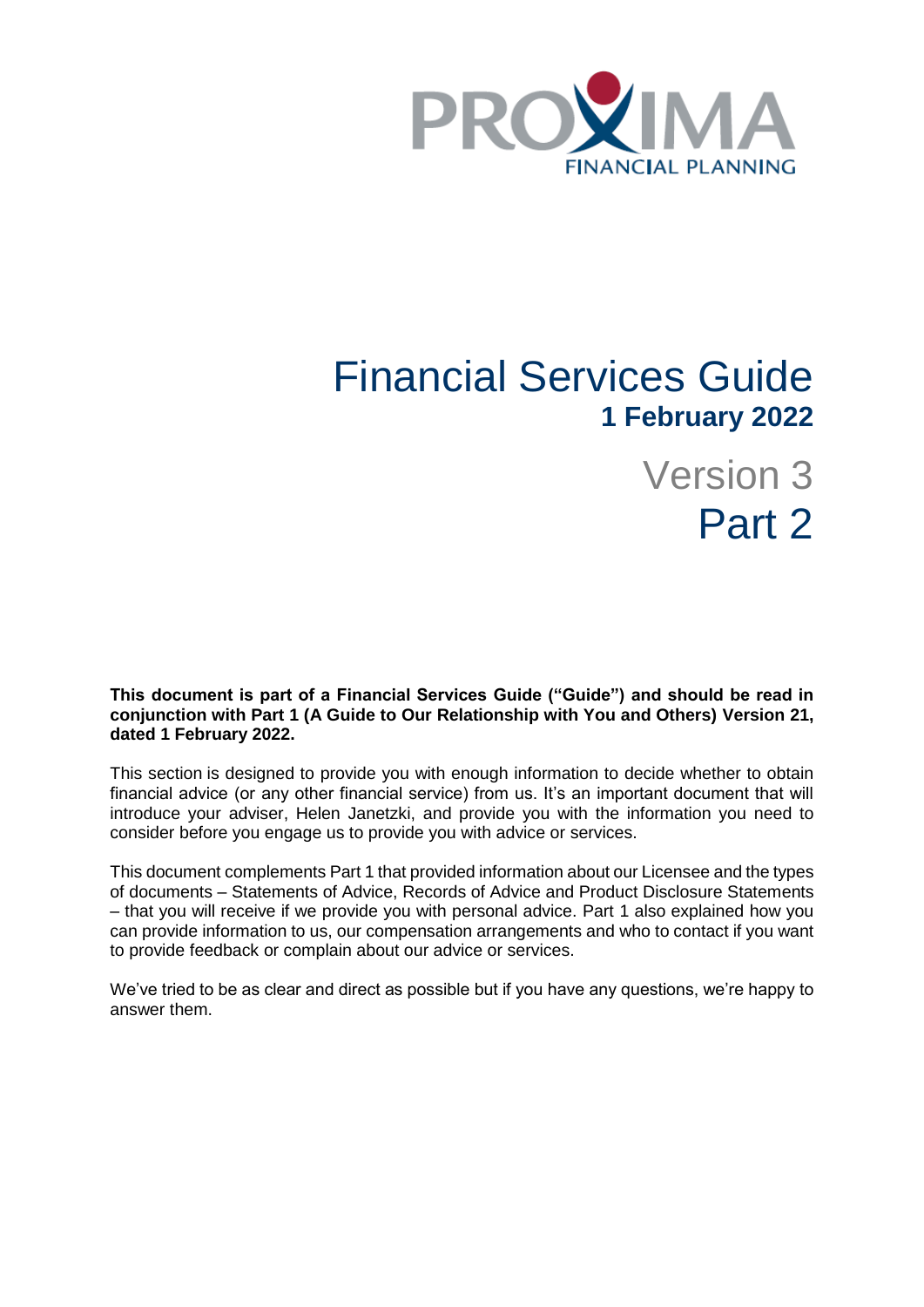PROXIMA FINANCIAL PLANNING

# Financial Services Guide

**1 February 2022**

## Version 3

## Part 2

**This document is part of a Financial Services Guide ("Guide") and should be read in conjunction with Part 1 (A Guide to Our Relationship with You and Others) Version 21, dated 1 February 2022.**

This section is designed to provide you with enough information to decide whether to obtain financial advice (or any other financial service) from us. It's an important document that will introduce your adviser, Helen Janetzki, and provide you with the information you need to consider before you engage us to provide you with advice or services.

This document complements Part 1 that provided information about our Licensee and the types of documents – Statements of Advice, Records of Advice and Product Disclosure Statements – that you will receive if we provide you with personal advice. Part 1 also explained how you can provide information to us, our compensation arrangements and who to contact if you want to provide feedback or complain about our advice or services.

We've tried to be as clear and direct as possible but if you have any questions, we're happy to answer them.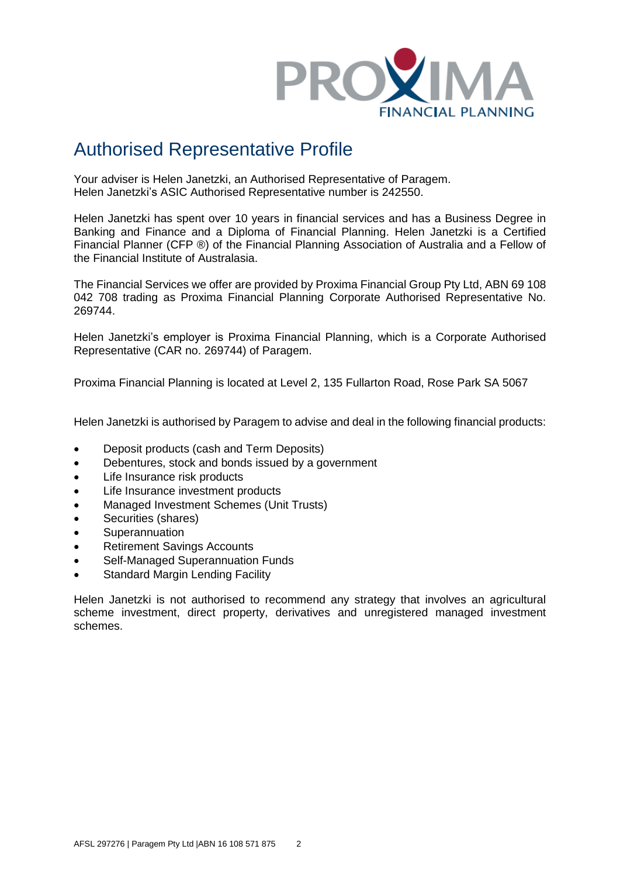# Authorised Representative Profile

Your adviser is Helen Janetzki, an Authorised Representative of Paragem.
Helen Janetzki's ASIC Authorised Representative number is 242550.

Helen Janetzki has spent over 10 years in financial services and has a Business Degree in Banking and Finance and a Diploma of Financial Planning. Helen Janetzki is a Certified Financial Planner (CFP ®) of the Financial Planning Association of Australia and a Fellow of the Financial Institute of Australasia.

The Financial Services we offer are provided by Proxima Financial Group Pty Ltd, ABN 69 108 042 708 trading as Proxima Financial Planning Corporate Authorised Representative No. 269744.

Helen Janetzki's employer is Proxima Financial Planning, which is a Corporate Authorised Representative (CAR no. 269744) of Paragem.

Proxima Financial Planning is located at Level 2, 135 Fullarton Road, Rose Park SA 5067

Helen Janetzki is authorised by Paragem to advise and deal in the following financial products:

- Deposit products (cash and Term Deposits)
- Debentures, stock and bonds issued by a government
- Life Insurance risk products
- Life Insurance investment products
- Managed Investment Schemes (Unit Trusts)
- Securities (shares)
- Superannuation
- Retirement Savings Accounts
- Self-Managed Superannuation Funds
- Standard Margin Lending Facility

Helen Janetzki is not authorised to recommend any strategy that involves an agricultural scheme investment, direct property, derivatives and unregistered managed investment schemes.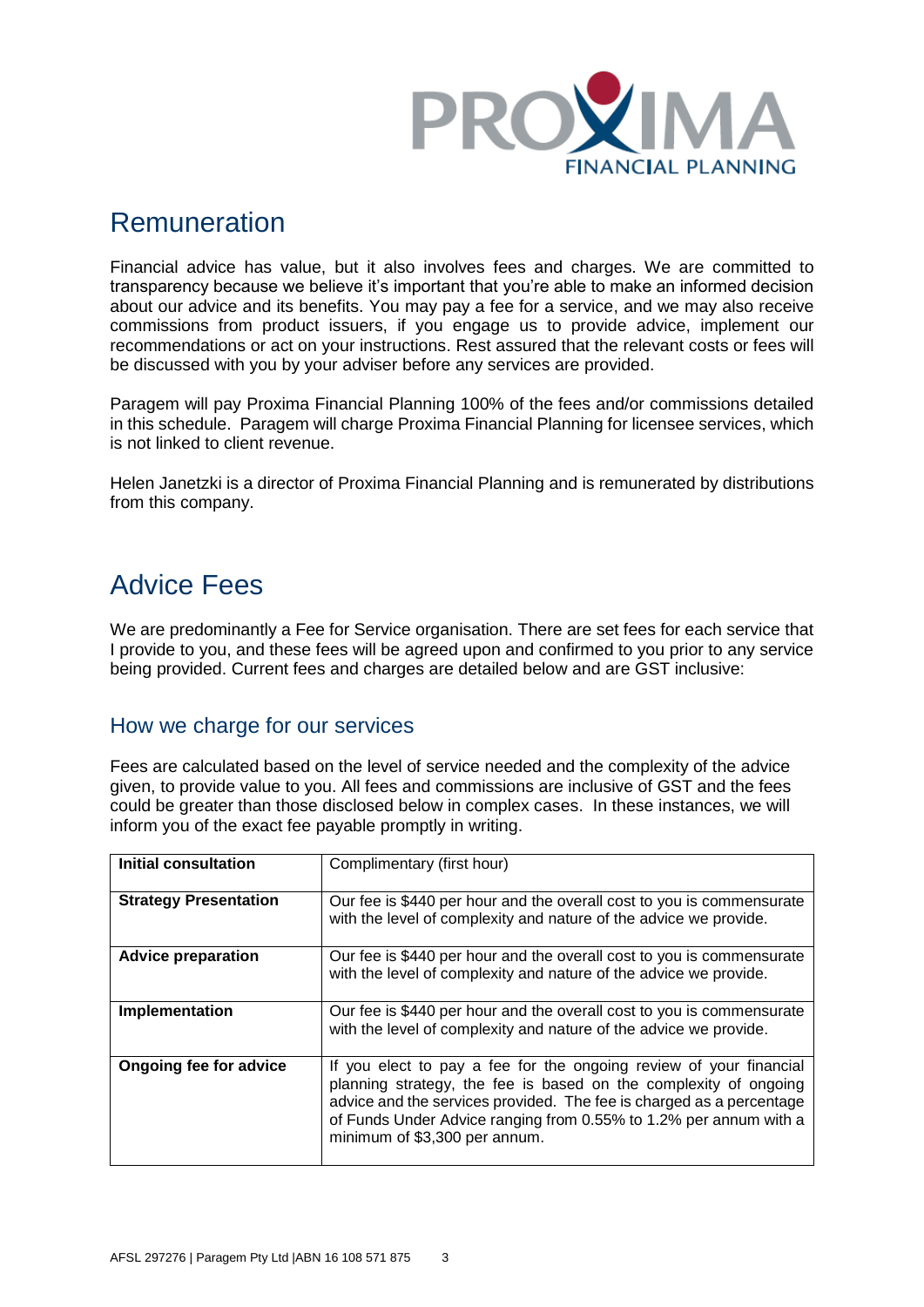# Remuneration

Financial advice has value, but it also involves fees and charges. We are committed to transparency because we believe it's important that you're able to make an informed decision about our advice and its benefits. You may pay a fee for a service, and we may also receive commissions from product issuers, if you engage us to provide advice, implement our recommendations or act on your instructions. Rest assured that the relevant costs or fees will be discussed with you by your adviser before any services are provided.

Paragem will pay Proxima Financial Planning 100% of the fees and/or commissions detailed in this schedule. Paragem will charge Proxima Financial Planning for licensee services, which is not linked to client revenue.

Helen Janetzki is a director of Proxima Financial Planning and is remunerated by distributions from this company.

# Advice Fees

We are predominantly a Fee for Service organisation. There are set fees for each service that I provide to you, and these fees will be agreed upon and confirmed to you prior to any service being provided. Current fees and charges are detailed below and are GST inclusive:

## How we charge for our services

Fees are calculated based on the level of service needed and the complexity of the advice given, to provide value to you. All fees and commissions are inclusive of GST and the fees could be greater than those disclosed below in complex cases. In these instances, we will inform you of the exact fee payable promptly in writing.

| | |
|---|---|
| **Initial consultation** | Complimentary (first hour) |
| **Strategy Presentation** | Our fee is $440 per hour and the overall cost to you is commensurate with the level of complexity and nature of the advice we provide. |
| **Advice preparation** | Our fee is $440 per hour and the overall cost to you is commensurate with the level of complexity and nature of the advice we provide. |
| **Implementation** | Our fee is $440 per hour and the overall cost to you is commensurate with the level of complexity and nature of the advice we provide. |
| **Ongoing fee for advice** | If you elect to pay a fee for the ongoing review of your financial planning strategy, the fee is based on the complexity of ongoing advice and the services provided. The fee is charged as a percentage of Funds Under Advice ranging from 0.55% to 1.2% per annum with a minimum of $3,300 per annum. |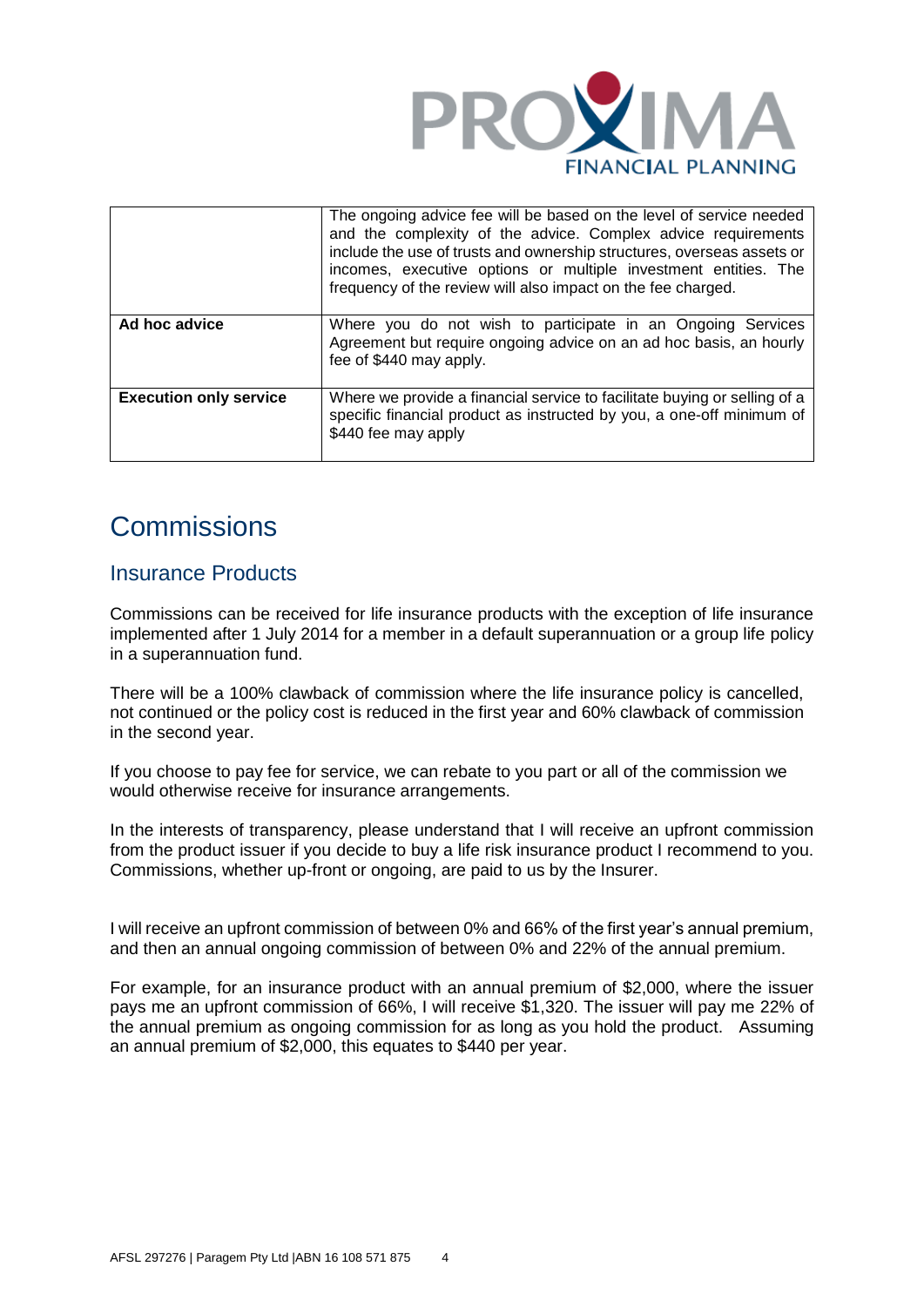|  | The ongoing advice fee will be based on the level of service needed and the complexity of the advice. Complex advice requirements include the use of trusts and ownership structures, overseas assets or incomes, executive options or multiple investment entities. The frequency of the review will also impact on the fee charged. |
|---|---|
| **Ad hoc advice** | Where you do not wish to participate in an Ongoing Services Agreement but require ongoing advice on an ad hoc basis, an hourly fee of $440 may apply. |
| **Execution only service** | Where we provide a financial service to facilitate buying or selling of a specific financial product as instructed by you, a one-off minimum of $440 fee may apply |

# Commissions

## Insurance Products

Commissions can be received for life insurance products with the exception of life insurance implemented after 1 July 2014 for a member in a default superannuation or a group life policy in a superannuation fund.

There will be a 100% clawback of commission where the life insurance policy is cancelled, not continued or the policy cost is reduced in the first year and 60% clawback of commission in the second year.

If you choose to pay fee for service, we can rebate to you part or all of the commission we would otherwise receive for insurance arrangements.

In the interests of transparency, please understand that I will receive an upfront commission from the product issuer if you decide to buy a life risk insurance product I recommend to you. Commissions, whether up-front or ongoing, are paid to us by the Insurer.

I will receive an upfront commission of between 0% and 66% of the first year's annual premium, and then an annual ongoing commission of between 0% and 22% of the annual premium.

For example, for an insurance product with an annual premium of $2,000, where the issuer pays me an upfront commission of 66%, I will receive $1,320. The issuer will pay me 22% of the annual premium as ongoing commission for as long as you hold the product. Assuming an annual premium of $2,000, this equates to $440 per year.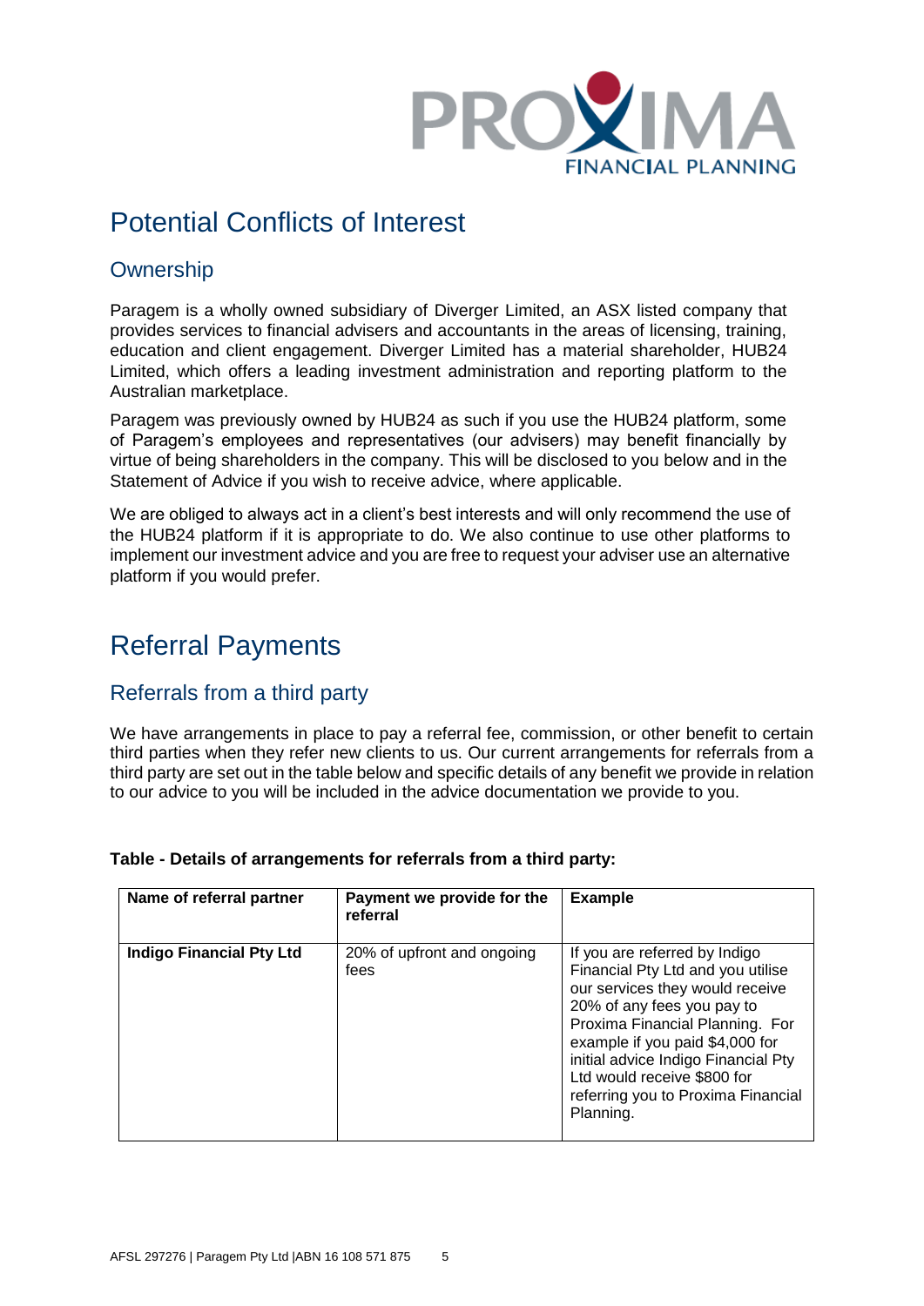# Potential Conflicts of Interest

## Ownership

Paragem is a wholly owned subsidiary of Diverger Limited, an ASX listed company that provides services to financial advisers and accountants in the areas of licensing, training, education and client engagement. Diverger Limited has a material shareholder, HUB24 Limited, which offers a leading investment administration and reporting platform to the Australian marketplace.

Paragem was previously owned by HUB24 as such if you use the HUB24 platform, some of Paragem's employees and representatives (our advisers) may benefit financially by virtue of being shareholders in the company. This will be disclosed to you below and in the Statement of Advice if you wish to receive advice, where applicable.

We are obliged to always act in a client's best interests and will only recommend the use of the HUB24 platform if it is appropriate to do. We also continue to use other platforms to implement our investment advice and you are free to request your adviser use an alternative platform if you would prefer.

# Referral Payments

## Referrals from a third party

We have arrangements in place to pay a referral fee, commission, or other benefit to certain third parties when they refer new clients to us. Our current arrangements for referrals from a third party are set out in the table below and specific details of any benefit we provide in relation to our advice to you will be included in the advice documentation we provide to you.

**Table - Details of arrangements for referrals from a third party:**

| Name of referral partner | Payment we provide for the referral | Example |
|---|---|---|
| **Indigo Financial Pty Ltd** | 20% of upfront and ongoing fees | If you are referred by Indigo Financial Pty Ltd and you utilise our services they would receive 20% of any fees you pay to Proxima Financial Planning. For example if you paid $4,000 for initial advice Indigo Financial Pty Ltd would receive $800 for referring you to Proxima Financial Planning. |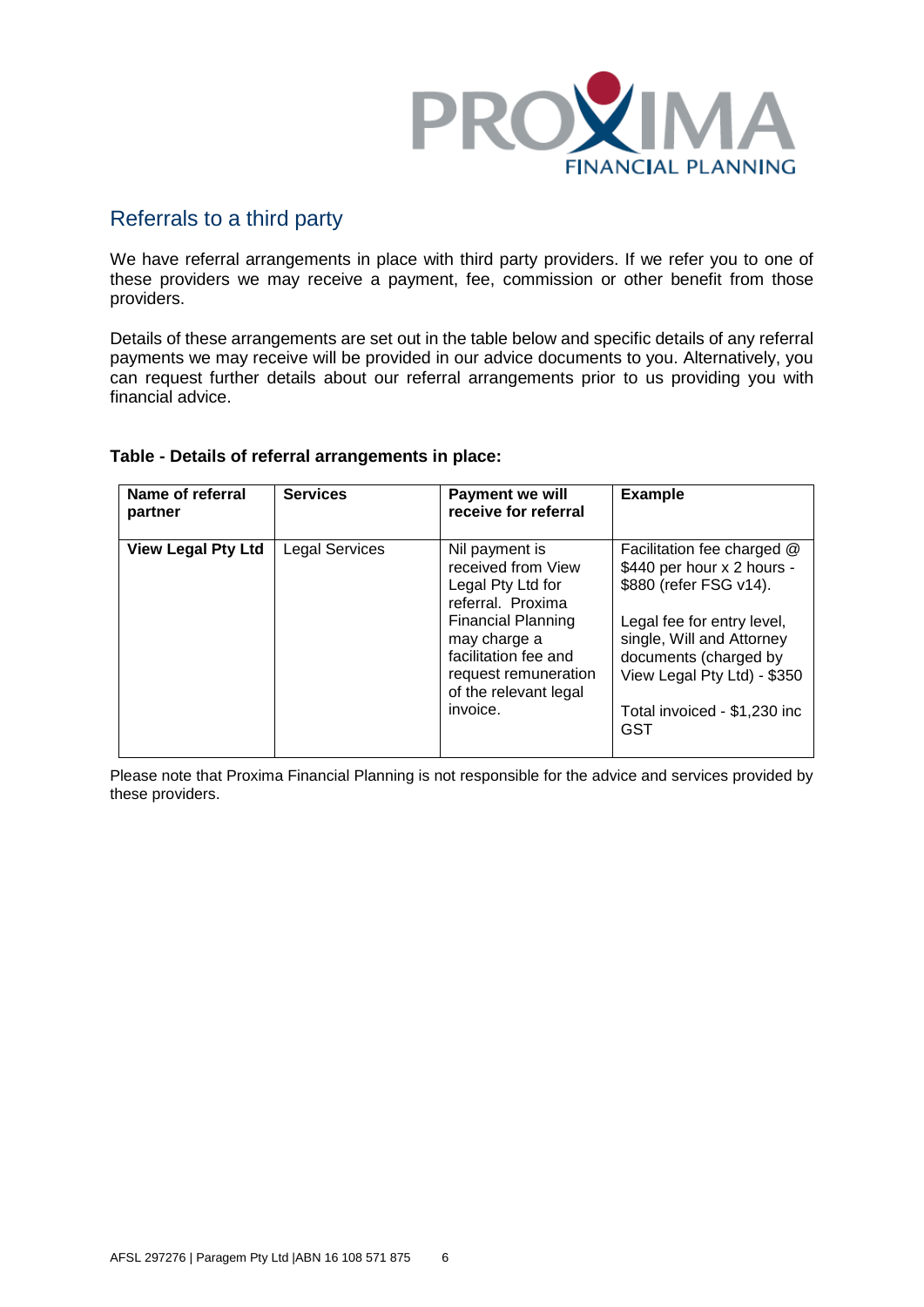## Referrals to a third party

We have referral arrangements in place with third party providers. If we refer you to one of these providers we may receive a payment, fee, commission or other benefit from those providers.

Details of these arrangements are set out in the table below and specific details of any referral payments we may receive will be provided in our advice documents to you. Alternatively, you can request further details about our referral arrangements prior to us providing you with financial advice.

**Table - Details of referral arrangements in place:**

| Name of referral partner | Services | Payment we will receive for referral | Example |
|---|---|---|---|
| **View Legal Pty Ltd** | Legal Services | Nil payment is received from View Legal Pty Ltd for referral. Proxima Financial Planning may charge a facilitation fee and request remuneration of the relevant legal invoice. | Facilitation fee charged @ $440 per hour x 2 hours - $880 (refer FSG v14).<br><br>Legal fee for entry level, single, Will and Attorney documents (charged by View Legal Pty Ltd) - $350<br><br>Total invoiced - $1,230 inc GST |

Please note that Proxima Financial Planning is not responsible for the advice and services provided by these providers.

AFSL 297276 | Paragem Pty Ltd |ABN 16 108 571 875